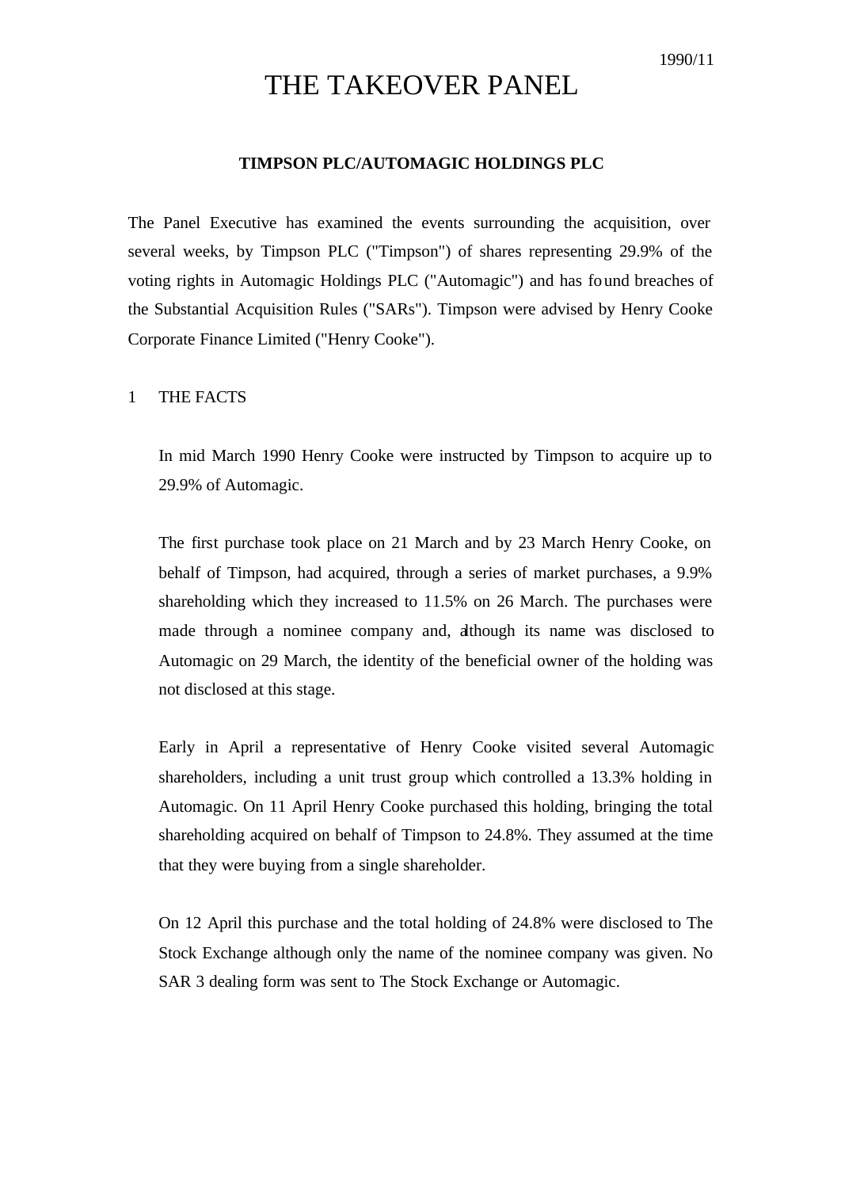1990/11

# THE TAKEOVER PANEL

## TIMPSON PLC/AUTOMAGIC HOLDINGS PLC

The Panel Executive has examined the events surrounding the acquisition, over several weeks, by Timpson PLC ("Timpson") of shares representing 29.9% of the voting rights in Automagic Holdings PLC ("Automagic") and has found breaches of the Substantial Acquisition Rules ("SARs"). Timpson were advised by Henry Cooke Corporate Finance Limited ("Henry Cooke").

1 THE FACTS

In mid March 1990 Henry Cooke were instructed by Timpson to acquire up to 29.9% of Automagic.

The first purchase took place on 21 March and by 23 March Henry Cooke, on behalf of Timpson, had acquired, through a series of market purchases, a 9.9% shareholding which they increased to 11.5% on 26 March. The purchases were made through a nominee company and, although its name was disclosed to Automagic on 29 March, the identity of the beneficial owner of the holding was not disclosed at this stage.

Early in April a representative of Henry Cooke visited several Automagic shareholders, including a unit trust group which controlled a 13.3% holding in Automagic. On 11 April Henry Cooke purchased this holding, bringing the total shareholding acquired on behalf of Timpson to 24.8%. They assumed at the time that they were buying from a single shareholder.

On 12 April this purchase and the total holding of 24.8% were disclosed to The Stock Exchange although only the name of the nominee company was given. No SAR 3 dealing form was sent to The Stock Exchange or Automagic.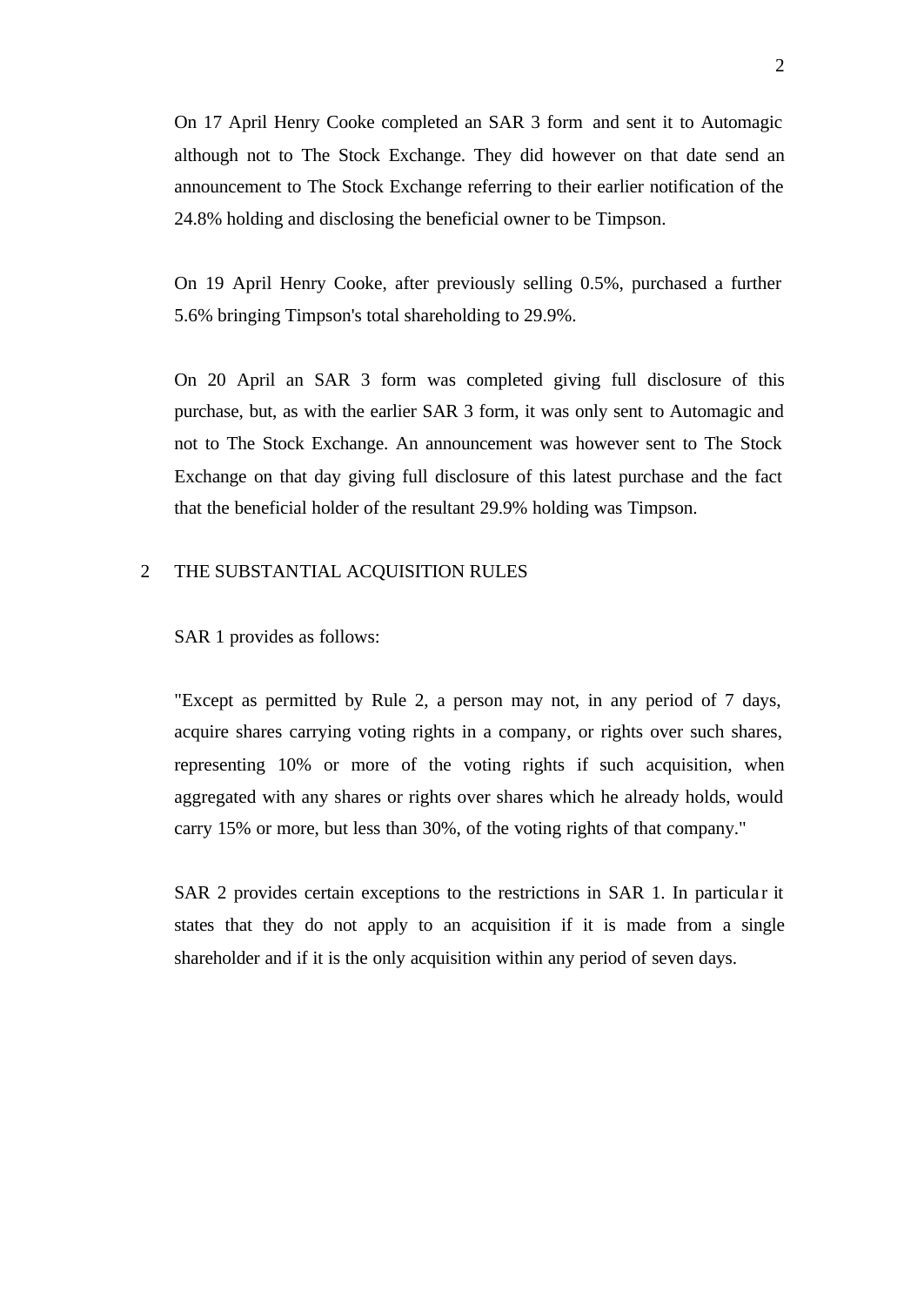On 17 April Henry Cooke completed an SAR 3 form and sent it to Automagic although not to The Stock Exchange. They did however on that date send an announcement to The Stock Exchange referring to their earlier notification of the 24.8% holding and disclosing the beneficial owner to be Timpson.

On 19 April Henry Cooke, after previously selling 0.5%, purchased a further 5.6% bringing Timpson's total shareholding to 29.9%.

On 20 April an SAR 3 form was completed giving full disclosure of this purchase, but, as with the earlier SAR 3 form, it was only sent to Automagic and not to The Stock Exchange. An announcement was however sent to The Stock Exchange on that day giving full disclosure of this latest purchase and the fact that the beneficial holder of the resultant 29.9% holding was Timpson.

## 2 THE SUBSTANTIAL ACQUISITION RULES

SAR 1 provides as follows:

"Except as permitted by Rule 2, a person may not, in any period of 7 days, acquire shares carrying voting rights in a company, or rights over such shares, representing 10% or more of the voting rights if such acquisition, when aggregated with any shares or rights over shares which he already holds, would carry 15% or more, but less than 30%, of the voting rights of that company."

SAR 2 provides certain exceptions to the restrictions in SAR 1. In particular it states that they do not apply to an acquisition if it is made from a single shareholder and if it is the only acquisition within any period of seven days.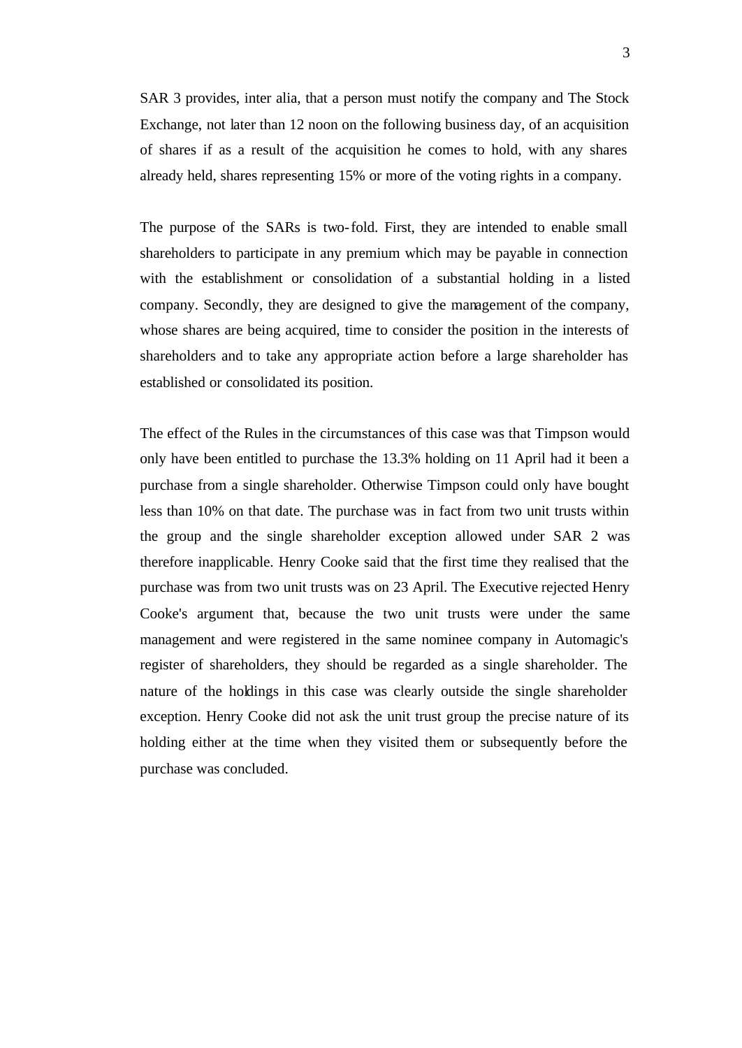SAR 3 provides, inter alia, that a person must notify the company and The Stock Exchange, not later than 12 noon on the following business day, of an acquisition of shares if as a result of the acquisition he comes to hold, with any shares already held, shares representing 15% or more of the voting rights in a company.

The purpose of the SARs is two-fold. First, they are intended to enable small shareholders to participate in any premium which may be payable in connection with the establishment or consolidation of a substantial holding in a listed company. Secondly, they are designed to give the management of the company, whose shares are being acquired, time to consider the position in the interests of shareholders and to take any appropriate action before a large shareholder has established or consolidated its position.

The effect of the Rules in the circumstances of this case was that Timpson would only have been entitled to purchase the 13.3% holding on 11 April had it been a purchase from a single shareholder. Otherwise Timpson could only have bought less than 10% on that date. The purchase was in fact from two unit trusts within the group and the single shareholder exception allowed under SAR 2 was therefore inapplicable. Henry Cooke said that the first time they realised that the purchase was from two unit trusts was on 23 April. The Executive rejected Henry Cooke's argument that, because the two unit trusts were under the same management and were registered in the same nominee company in Automagic's register of shareholders, they should be regarded as a single shareholder. The nature of the holdings in this case was clearly outside the single shareholder exception. Henry Cooke did not ask the unit trust group the precise nature of its holding either at the time when they visited them or subsequently before the purchase was concluded.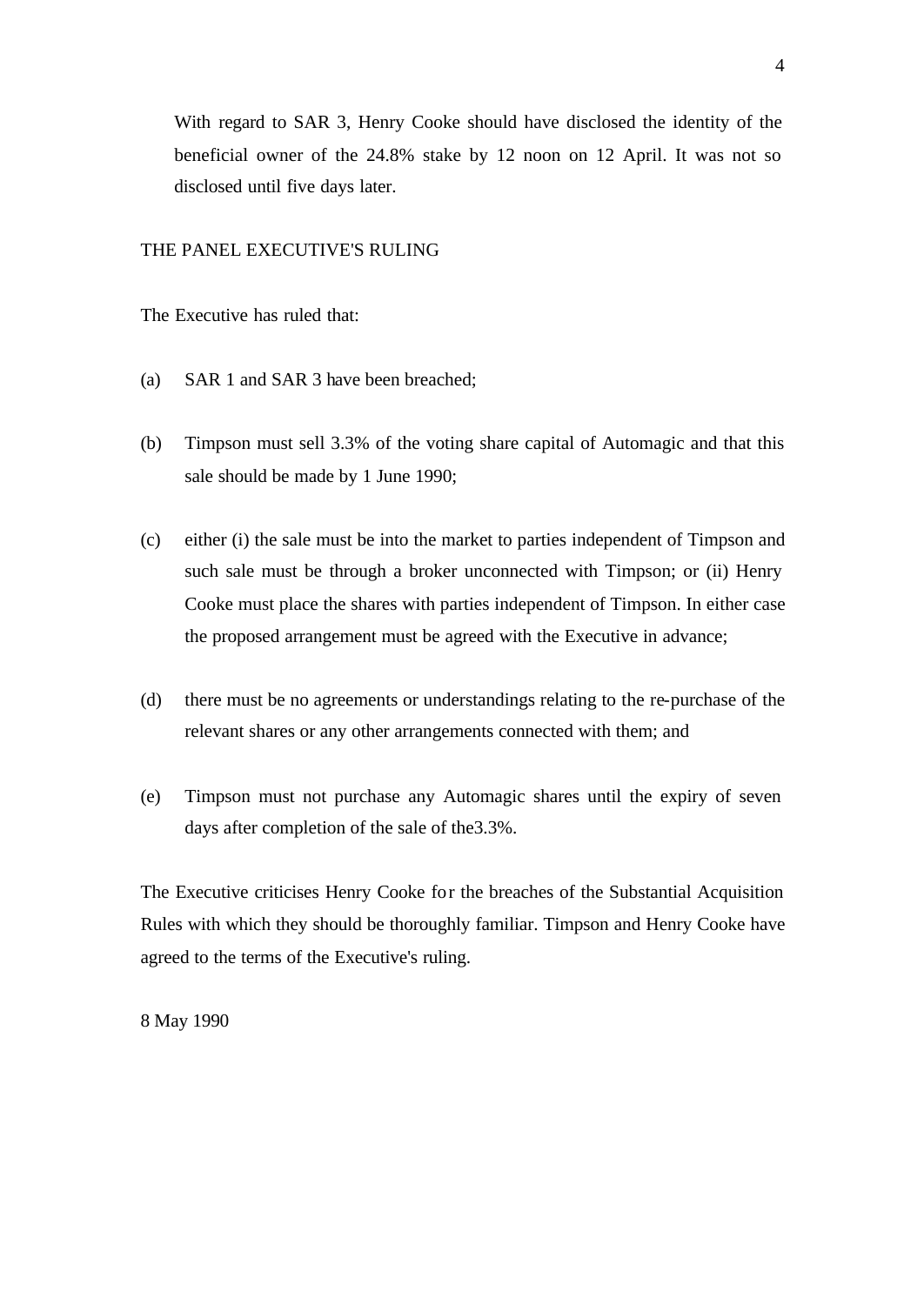With regard to SAR 3, Henry Cooke should have disclosed the identity of the beneficial owner of the 24.8% stake by 12 noon on 12 April. It was not so disclosed until five days later.

## THE PANEL EXECUTIVE'S RULING

The Executive has ruled that:

(a) SAR 1 and SAR 3 have been breached;

(b) Timpson must sell 3.3% of the voting share capital of Automagic and that this sale should be made by 1 June 1990;

(c) either (i) the sale must be into the market to parties independent of Timpson and such sale must be through a broker unconnected with Timpson; or (ii) Henry Cooke must place the shares with parties independent of Timpson. In either case the proposed arrangement must be agreed with the Executive in advance;

(d) there must be no agreements or understandings relating to the re-purchase of the relevant shares or any other arrangements connected with them; and

(e) Timpson must not purchase any Automagic shares until the expiry of seven days after completion of the sale of the3.3%.

The Executive criticises Henry Cooke for the breaches of the Substantial Acquisition Rules with which they should be thoroughly familiar. Timpson and Henry Cooke have agreed to the terms of the Executive's ruling.

8 May 1990